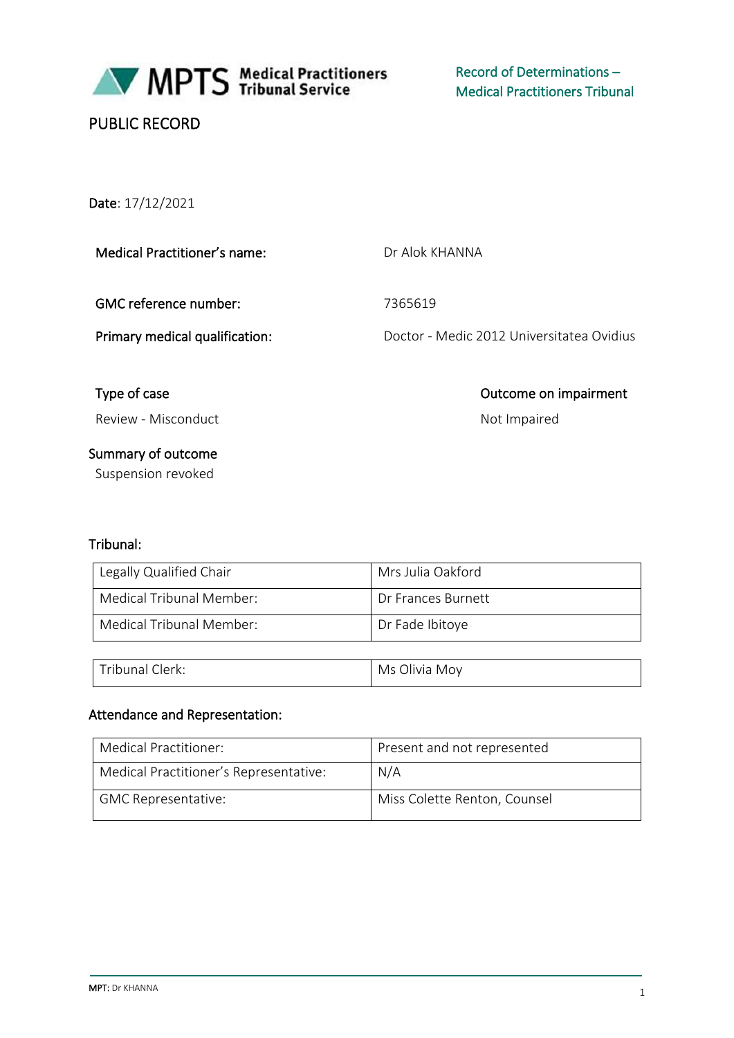MPTS Medical Practitioners Tribunal Service

Record of Determinations – Medical Practitioners Tribunal

PUBLIC RECORD

**Date**: 17/12/2021

| | |
|---|---|
| **Medical Practitioner's name:** | Dr Alok KHANNA |
| **GMC reference number:** | 7365619 |
| **Primary medical qualification:** | Doctor - Medic 2012 Universitatea Ovidius |

| **Type of case** | **Outcome on impairment** |
|---|---|
| Review - Misconduct | Not Impaired |

**Summary of outcome**

Suspension revoked

**Tribunal:**

| | |
|---|---|
| Legally Qualified Chair | Mrs Julia Oakford |
| Medical Tribunal Member: | Dr Frances Burnett |
| Medical Tribunal Member: | Dr Fade Ibitoye |

| | |
|---|---|
| Tribunal Clerk: | Ms Olivia Moy |

**Attendance and Representation:**

| | |
|---|---|
| Medical Practitioner: | Present and not represented |
| Medical Practitioner's Representative: | N/A |
| GMC Representative: | Miss Colette Renton, Counsel |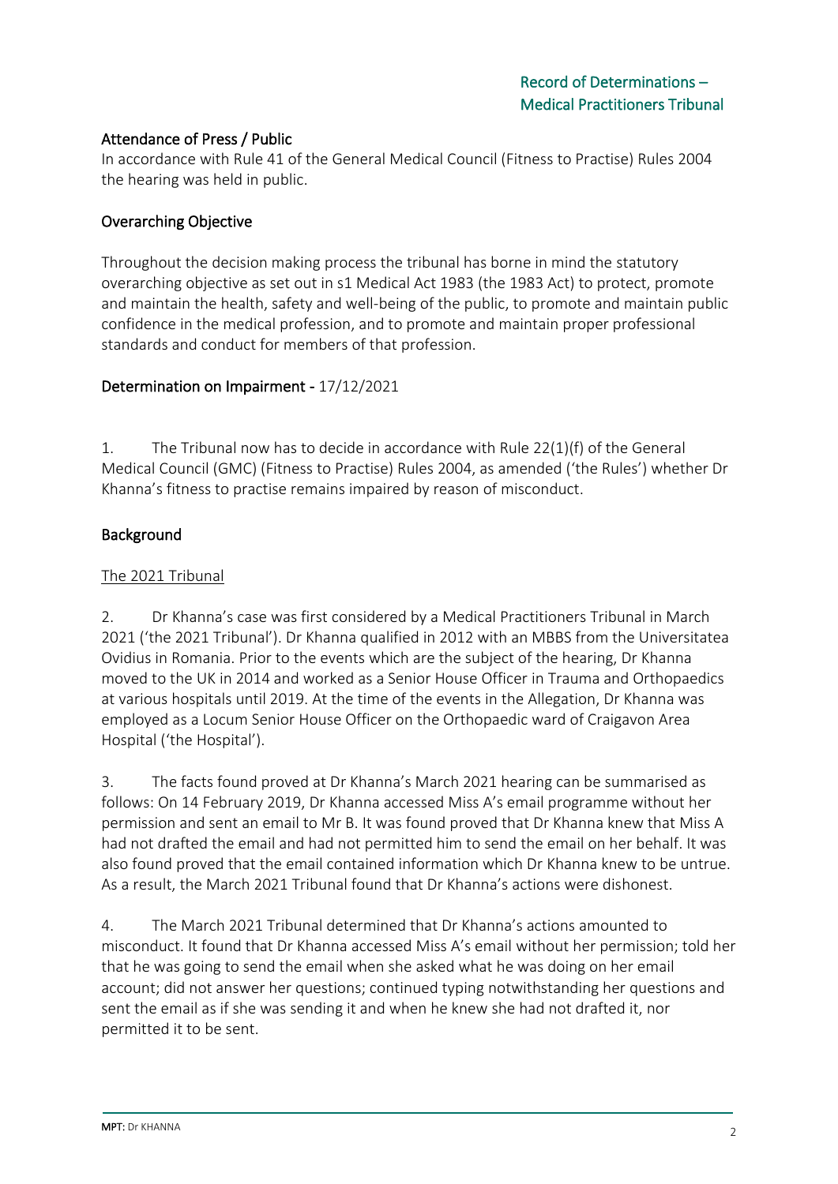### Attendance of Press / Public

In accordance with Rule 41 of the General Medical Council (Fitness to Practise) Rules 2004 the hearing was held in public.

### Overarching Objective

Throughout the decision making process the tribunal has borne in mind the statutory overarching objective as set out in s1 Medical Act 1983 (the 1983 Act) to protect, promote and maintain the health, safety and well-being of the public, to promote and maintain public confidence in the medical profession, and to promote and maintain proper professional standards and conduct for members of that profession.

### Determination on Impairment - 17/12/2021

1. The Tribunal now has to decide in accordance with Rule 22(1)(f) of the General Medical Council (GMC) (Fitness to Practise) Rules 2004, as amended ('the Rules') whether Dr Khanna's fitness to practise remains impaired by reason of misconduct.

### Background

#### The 2021 Tribunal

2. Dr Khanna's case was first considered by a Medical Practitioners Tribunal in March 2021 ('the 2021 Tribunal'). Dr Khanna qualified in 2012 with an MBBS from the Universitatea Ovidius in Romania. Prior to the events which are the subject of the hearing, Dr Khanna moved to the UK in 2014 and worked as a Senior House Officer in Trauma and Orthopaedics at various hospitals until 2019. At the time of the events in the Allegation, Dr Khanna was employed as a Locum Senior House Officer on the Orthopaedic ward of Craigavon Area Hospital ('the Hospital').

3. The facts found proved at Dr Khanna's March 2021 hearing can be summarised as follows: On 14 February 2019, Dr Khanna accessed Miss A's email programme without her permission and sent an email to Mr B. It was found proved that Dr Khanna knew that Miss A had not drafted the email and had not permitted him to send the email on her behalf. It was also found proved that the email contained information which Dr Khanna knew to be untrue. As a result, the March 2021 Tribunal found that Dr Khanna's actions were dishonest.

4. The March 2021 Tribunal determined that Dr Khanna's actions amounted to misconduct. It found that Dr Khanna accessed Miss A's email without her permission; told her that he was going to send the email when she asked what he was doing on her email account; did not answer her questions; continued typing notwithstanding her questions and sent the email as if she was sending it and when he knew she had not drafted it, nor permitted it to be sent.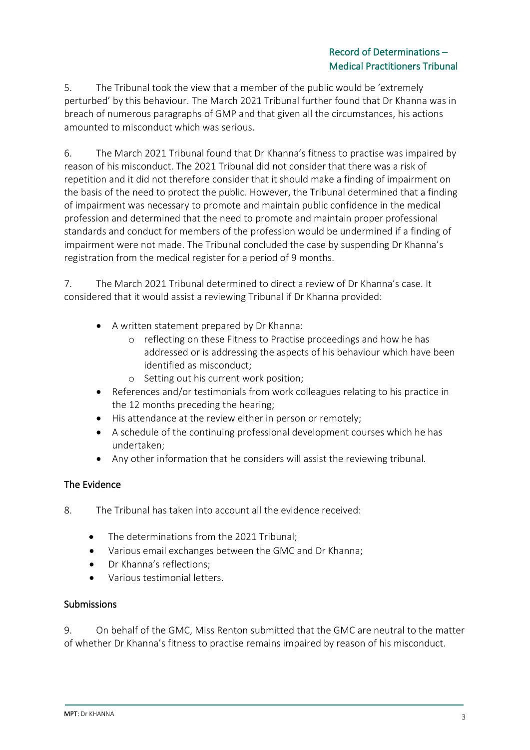5. The Tribunal took the view that a member of the public would be 'extremely perturbed' by this behaviour. The March 2021 Tribunal further found that Dr Khanna was in breach of numerous paragraphs of GMP and that given all the circumstances, his actions amounted to misconduct which was serious.

6. The March 2021 Tribunal found that Dr Khanna's fitness to practise was impaired by reason of his misconduct. The 2021 Tribunal did not consider that there was a risk of repetition and it did not therefore consider that it should make a finding of impairment on the basis of the need to protect the public. However, the Tribunal determined that a finding of impairment was necessary to promote and maintain public confidence in the medical profession and determined that the need to promote and maintain proper professional standards and conduct for members of the profession would be undermined if a finding of impairment were not made. The Tribunal concluded the case by suspending Dr Khanna's registration from the medical register for a period of 9 months.

7. The March 2021 Tribunal determined to direct a review of Dr Khanna's case. It considered that it would assist a reviewing Tribunal if Dr Khanna provided:

- A written statement prepared by Dr Khanna:
  - reflecting on these Fitness to Practise proceedings and how he has addressed or is addressing the aspects of his behaviour which have been identified as misconduct;
  - Setting out his current work position;
- References and/or testimonials from work colleagues relating to his practice in the 12 months preceding the hearing;
- His attendance at the review either in person or remotely;
- A schedule of the continuing professional development courses which he has undertaken;
- Any other information that he considers will assist the reviewing tribunal.

## The Evidence

8. The Tribunal has taken into account all the evidence received:

- The determinations from the 2021 Tribunal;
- Various email exchanges between the GMC and Dr Khanna;
- Dr Khanna's reflections;
- Various testimonial letters.

## Submissions

9. On behalf of the GMC, Miss Renton submitted that the GMC are neutral to the matter of whether Dr Khanna's fitness to practise remains impaired by reason of his misconduct.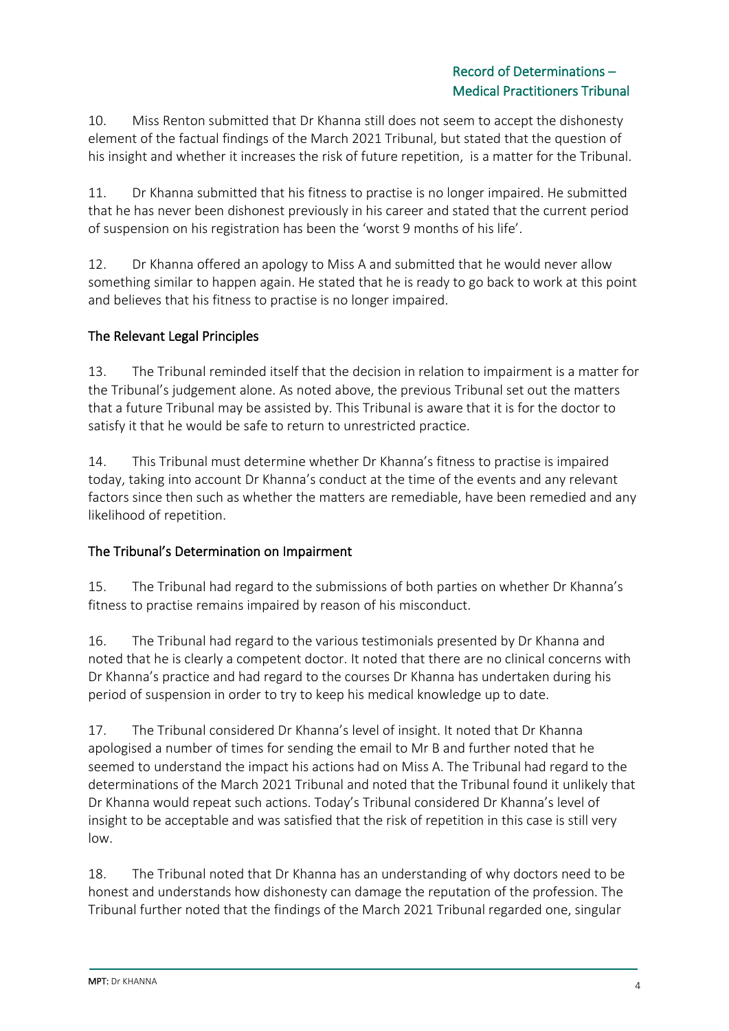10. Miss Renton submitted that Dr Khanna still does not seem to accept the dishonesty element of the factual findings of the March 2021 Tribunal, but stated that the question of his insight and whether it increases the risk of future repetition, is a matter for the Tribunal.

11. Dr Khanna submitted that his fitness to practise is no longer impaired. He submitted that he has never been dishonest previously in his career and stated that the current period of suspension on his registration has been the 'worst 9 months of his life'.

12. Dr Khanna offered an apology to Miss A and submitted that he would never allow something similar to happen again. He stated that he is ready to go back to work at this point and believes that his fitness to practise is no longer impaired.

## The Relevant Legal Principles

13. The Tribunal reminded itself that the decision in relation to impairment is a matter for the Tribunal's judgement alone. As noted above, the previous Tribunal set out the matters that a future Tribunal may be assisted by. This Tribunal is aware that it is for the doctor to satisfy it that he would be safe to return to unrestricted practice.

14. This Tribunal must determine whether Dr Khanna's fitness to practise is impaired today, taking into account Dr Khanna's conduct at the time of the events and any relevant factors since then such as whether the matters are remediable, have been remedied and any likelihood of repetition.

## The Tribunal's Determination on Impairment

15. The Tribunal had regard to the submissions of both parties on whether Dr Khanna's fitness to practise remains impaired by reason of his misconduct.

16. The Tribunal had regard to the various testimonials presented by Dr Khanna and noted that he is clearly a competent doctor. It noted that there are no clinical concerns with Dr Khanna's practice and had regard to the courses Dr Khanna has undertaken during his period of suspension in order to try to keep his medical knowledge up to date.

17. The Tribunal considered Dr Khanna's level of insight. It noted that Dr Khanna apologised a number of times for sending the email to Mr B and further noted that he seemed to understand the impact his actions had on Miss A. The Tribunal had regard to the determinations of the March 2021 Tribunal and noted that the Tribunal found it unlikely that Dr Khanna would repeat such actions. Today's Tribunal considered Dr Khanna's level of insight to be acceptable and was satisfied that the risk of repetition in this case is still very low.

18. The Tribunal noted that Dr Khanna has an understanding of why doctors need to be honest and understands how dishonesty can damage the reputation of the profession. The Tribunal further noted that the findings of the March 2021 Tribunal regarded one, singular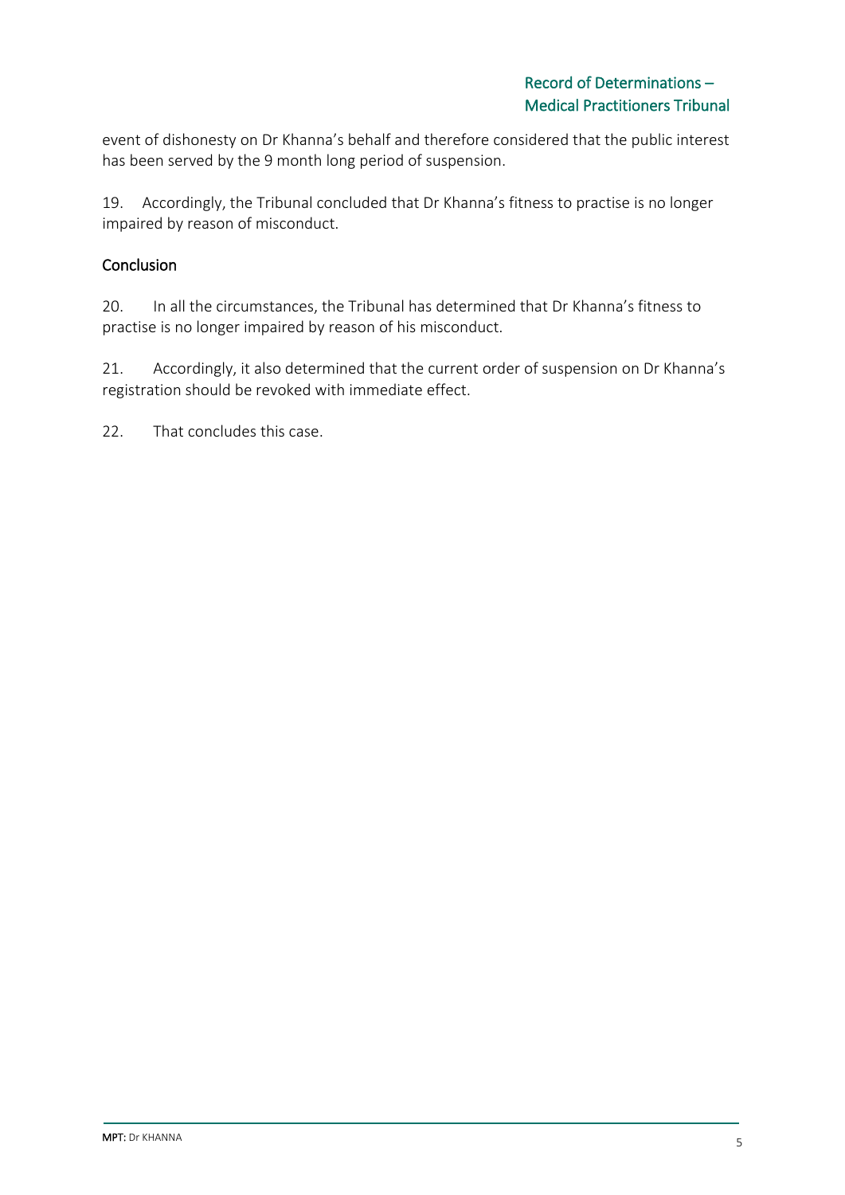event of dishonesty on Dr Khanna's behalf and therefore considered that the public interest has been served by the 9 month long period of suspension.

19. Accordingly, the Tribunal concluded that Dr Khanna's fitness to practise is no longer impaired by reason of misconduct.

## Conclusion

20. In all the circumstances, the Tribunal has determined that Dr Khanna's fitness to practise is no longer impaired by reason of his misconduct.

21. Accordingly, it also determined that the current order of suspension on Dr Khanna's registration should be revoked with immediate effect.

22. That concludes this case.